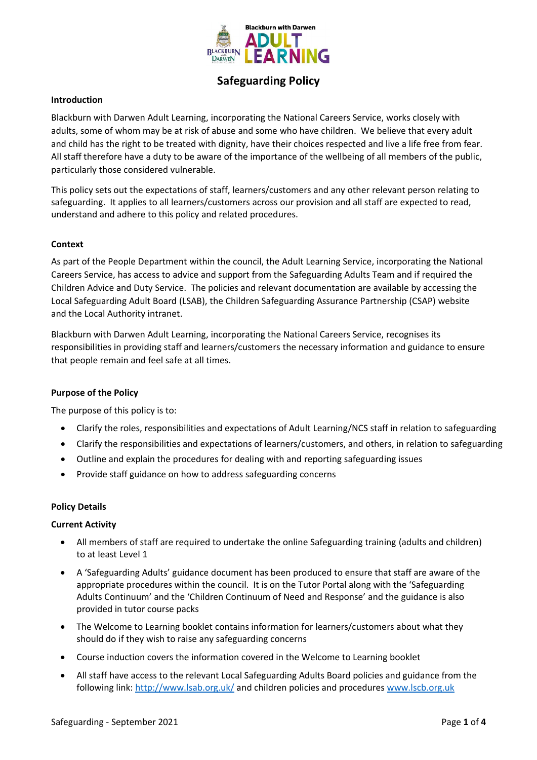# Safeguarding Policy

## Introduction

Blackburn with Darwen Adult Learning, incorporating the National Careers Service, works closely with adults, some of whom may be at risk of abuse and some who have children. We believe that every adult and child has the right to be treated with dignity, have their choices respected and live a life free from fear. All staff therefore have a duty to be aware of the importance of the wellbeing of all members of the public, particularly those considered vulnerable.

This policy sets out the expectations of staff, learners/customers and any other relevant person relating to safeguarding. It applies to all learners/customers across our provision and all staff are expected to read, understand and adhere to this policy and related procedures.

## Context

As part of the People Department within the council, the Adult Learning Service, incorporating the National Careers Service, has access to advice and support from the Safeguarding Adults Team and if required the Children Advice and Duty Service. The policies and relevant documentation are available by accessing the Local Safeguarding Adult Board (LSAB), the Children Safeguarding Assurance Partnership (CSAP) website and the Local Authority intranet.

Blackburn with Darwen Adult Learning, incorporating the National Careers Service, recognises its responsibilities in providing staff and learners/customers the necessary information and guidance to ensure that people remain and feel safe at all times.

## Purpose of the Policy

The purpose of this policy is to:

- Clarify the roles, responsibilities and expectations of Adult Learning/NCS staff in relation to safeguarding
- Clarify the responsibilities and expectations of learners/customers, and others, in relation to safeguarding
- Outline and explain the procedures for dealing with and reporting safeguarding issues
- Provide staff guidance on how to address safeguarding concerns

## Policy Details

### Current Activity

- All members of staff are required to undertake the online Safeguarding training (adults and children) to at least Level 1
- A 'Safeguarding Adults' guidance document has been produced to ensure that staff are aware of the appropriate procedures within the council. It is on the Tutor Portal along with the 'Safeguarding Adults Continuum' and the 'Children Continuum of Need and Response' and the guidance is also provided in tutor course packs
- The Welcome to Learning booklet contains information for learners/customers about what they should do if they wish to raise any safeguarding concerns
- Course induction covers the information covered in the Welcome to Learning booklet
- All staff have access to the relevant Local Safeguarding Adults Board policies and guidance from the following link: [http://www.lsab.org.uk/](http://www.lsab.org.uk/) and children policies and procedures [www.lscb.org.uk](http://www.lscb.org.uk)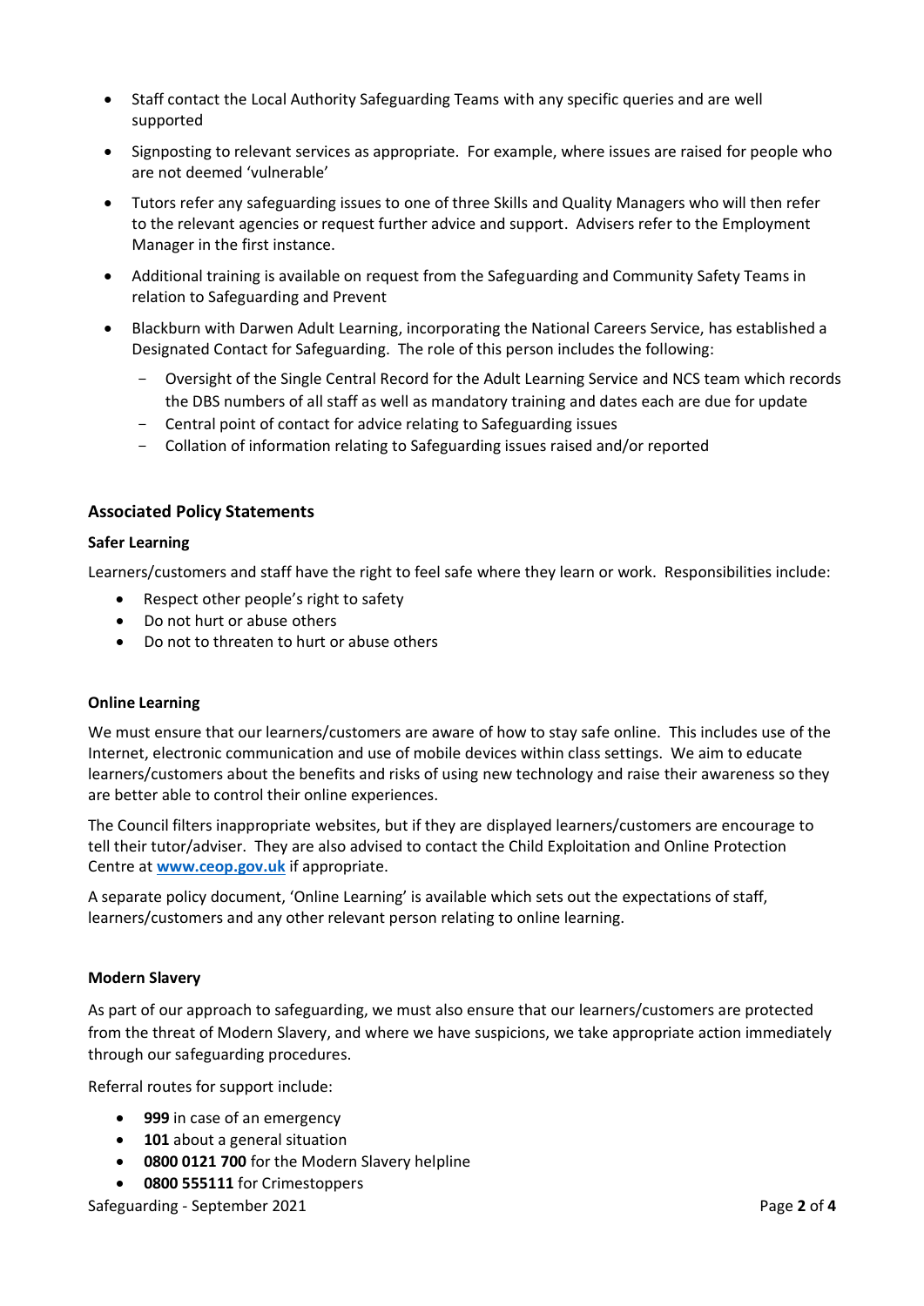- Staff contact the Local Authority Safeguarding Teams with any specific queries and are well supported
- Signposting to relevant services as appropriate. For example, where issues are raised for people who are not deemed 'vulnerable'
- Tutors refer any safeguarding issues to one of three Skills and Quality Managers who will then refer to the relevant agencies or request further advice and support. Advisers refer to the Employment Manager in the first instance.
- Additional training is available on request from the Safeguarding and Community Safety Teams in relation to Safeguarding and Prevent
- Blackburn with Darwen Adult Learning, incorporating the National Careers Service, has established a Designated Contact for Safeguarding. The role of this person includes the following:
    - Oversight of the Single Central Record for the Adult Learning Service and NCS team which records the DBS numbers of all staff as well as mandatory training and dates each are due for update
    - Central point of contact for advice relating to Safeguarding issues
    - Collation of information relating to Safeguarding issues raised and/or reported

## Associated Policy Statements

### Safer Learning

Learners/customers and staff have the right to feel safe where they learn or work. Responsibilities include:

- Respect other people's right to safety
- Do not hurt or abuse others
- Do not to threaten to hurt or abuse others

### Online Learning

We must ensure that our learners/customers are aware of how to stay safe online. This includes use of the Internet, electronic communication and use of mobile devices within class settings. We aim to educate learners/customers about the benefits and risks of using new technology and raise their awareness so they are better able to control their online experiences.

The Council filters inappropriate websites, but if they are displayed learners/customers are encourage to tell their tutor/adviser. They are also advised to contact the Child Exploitation and Online Protection Centre at **www.ceop.gov.uk** if appropriate.

A separate policy document, 'Online Learning' is available which sets out the expectations of staff, learners/customers and any other relevant person relating to online learning.

### Modern Slavery

As part of our approach to safeguarding, we must also ensure that our learners/customers are protected from the threat of Modern Slavery, and where we have suspicions, we take appropriate action immediately through our safeguarding procedures.

Referral routes for support include:

- **999** in case of an emergency
- **101** about a general situation
- **0800 0121 700** for the Modern Slavery helpline
- **0800 555111** for Crimestoppers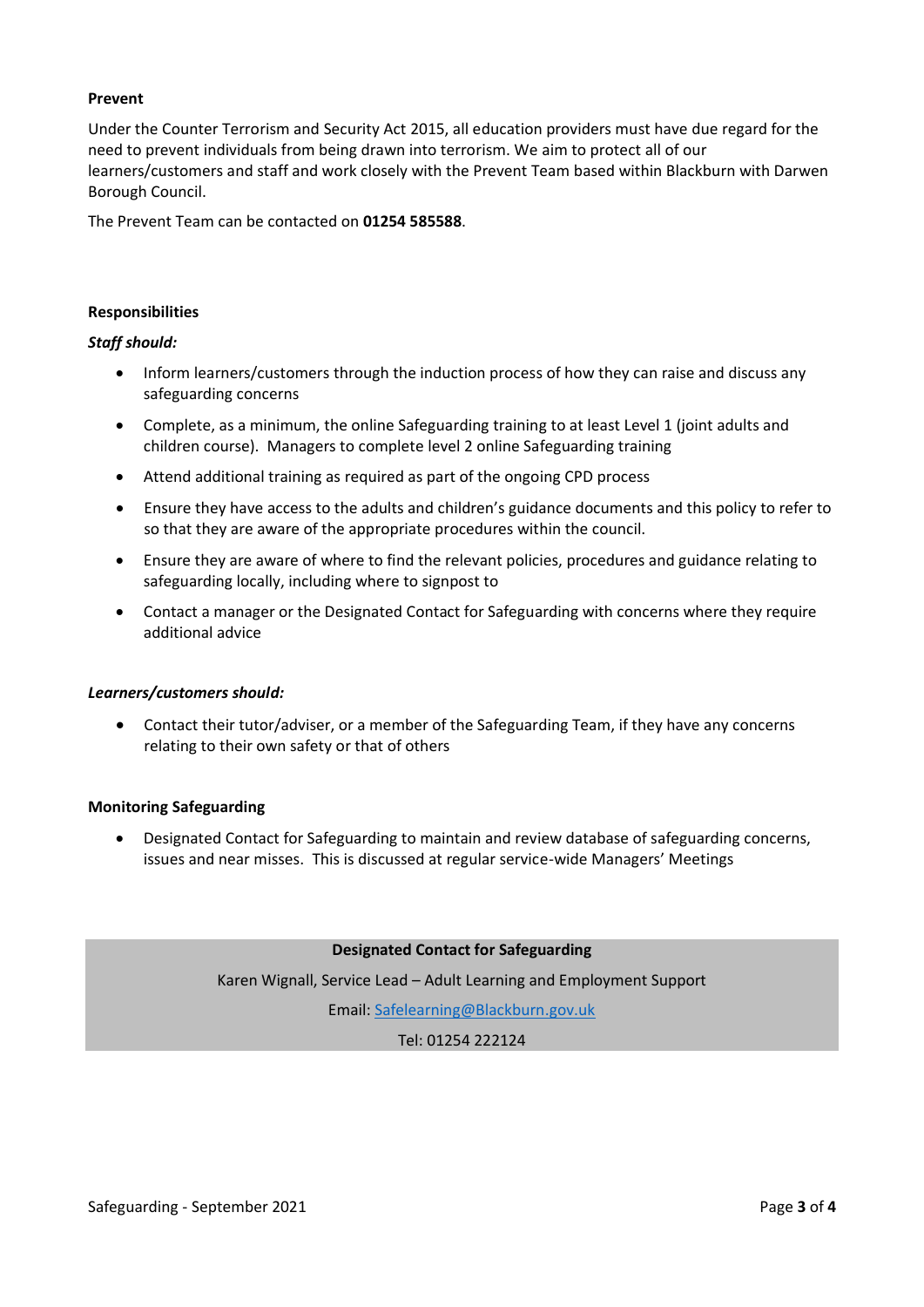**Prevent**

Under the Counter Terrorism and Security Act 2015, all education providers must have due regard for the need to prevent individuals from being drawn into terrorism. We aim to protect all of our learners/customers and staff and work closely with the Prevent Team based within Blackburn with Darwen Borough Council.

The Prevent Team can be contacted on **01254 585588**.

**Responsibilities**

***Staff should:***

- Inform learners/customers through the induction process of how they can raise and discuss any safeguarding concerns
- Complete, as a minimum, the online Safeguarding training to at least Level 1 (joint adults and children course). Managers to complete level 2 online Safeguarding training
- Attend additional training as required as part of the ongoing CPD process
- Ensure they have access to the adults and children's guidance documents and this policy to refer to so that they are aware of the appropriate procedures within the council.
- Ensure they are aware of where to find the relevant policies, procedures and guidance relating to safeguarding locally, including where to signpost to
- Contact a manager or the Designated Contact for Safeguarding with concerns where they require additional advice

***Learners/customers should:***

- Contact their tutor/adviser, or a member of the Safeguarding Team, if they have any concerns relating to their own safety or that of others

**Monitoring Safeguarding**

- Designated Contact for Safeguarding to maintain and review database of safeguarding concerns, issues and near misses. This is discussed at regular service-wide Managers' Meetings

**Designated Contact for Safeguarding**

Karen Wignall, Service Lead – Adult Learning and Employment Support

Email: Safelearning@Blackburn.gov.uk

Tel: 01254 222124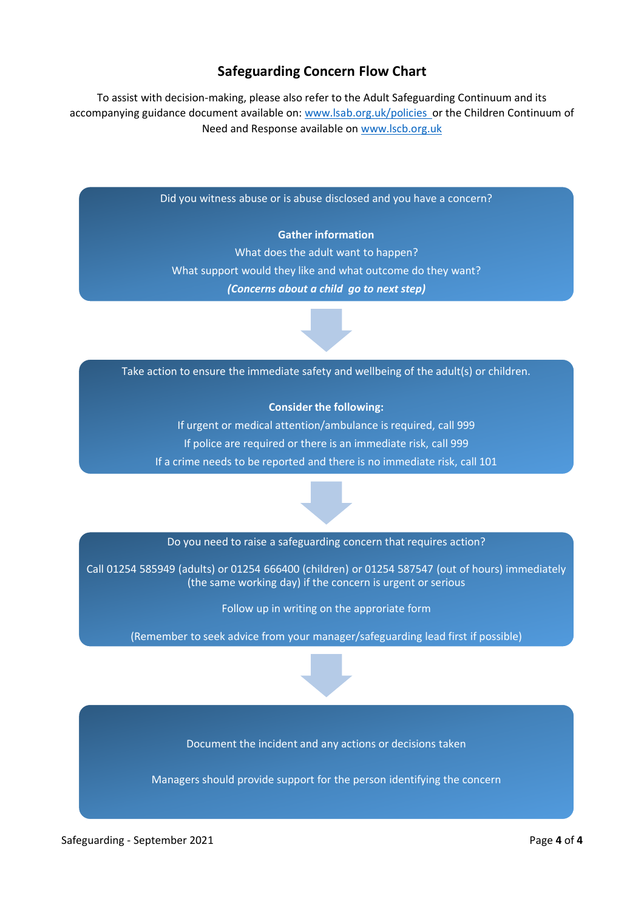# Safeguarding Concern Flow Chart

To assist with decision-making, please also refer to the Adult Safeguarding Continuum and its accompanying guidance document available on: www.lsab.org.uk/policies or the Children Continuum of Need and Response available on www.lscb.org.uk

Did you witness abuse or is abuse disclosed and you have a concern?

**Gather information**

What does the adult want to happen?

What support would they like and what outcome do they want?

***(Concerns about a child go to next step)***

↓

Take action to ensure the immediate safety and wellbeing of the adult(s) or children.

**Consider the following:**

If urgent or medical attention/ambulance is required, call 999

If police are required or there is an immediate risk, call 999

If a crime needs to be reported and there is no immediate risk, call 101

↓

Do you need to raise a safeguarding concern that requires action?

Call 01254 585949 (adults) or 01254 666400 (children) or 01254 587547 (out of hours) immediately (the same working day) if the concern is urgent or serious

Follow up in writing on the approriate form

(Remember to seek advice from your manager/safeguarding lead first if possible)

↓

Document the incident and any actions or decisions taken

Managers should provide support for the person identifying the concern

Safeguarding - September 2021